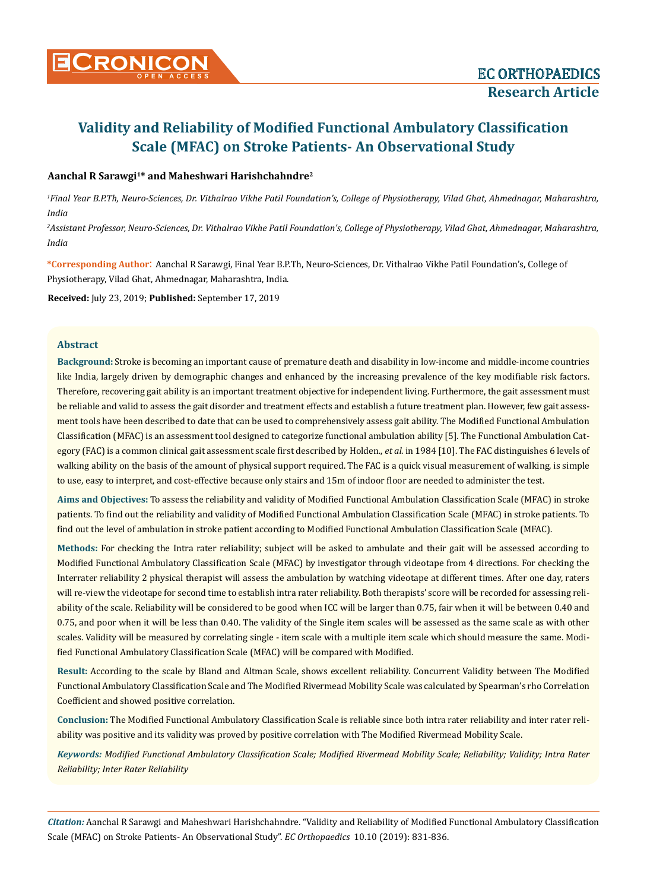# Validity and Reliability of Modified Functional Ambulatory Classification Scale (MFAC) on Stroke Patients- An Observational Study

**Aanchal R Sarawgi[1]\* and Maheshwari Harishchahndre[2]**

*[1]Final Year B.P.Th, Neuro-Sciences, Dr. Vithalrao Vikhe Patil Foundation's, College of Physiotherapy, Vilad Ghat, Ahmednagar, Maharashtra, India*

*[2]Assistant Professor, Neuro-Sciences, Dr. Vithalrao Vikhe Patil Foundation's, College of Physiotherapy, Vilad Ghat, Ahmednagar, Maharashtra, India*

**\*Corresponding Author:** Aanchal R Sarawgi, Final Year B.P.Th, Neuro-Sciences, Dr. Vithalrao Vikhe Patil Foundation's, College of Physiotherapy, Vilad Ghat, Ahmednagar, Maharashtra, India.

**Received:** July 23, 2019; **Published:** September 17, 2019

## Abstract

**Background:** Stroke is becoming an important cause of premature death and disability in low-income and middle-income countries like India, largely driven by demographic changes and enhanced by the increasing prevalence of the key modifiable risk factors. Therefore, recovering gait ability is an important treatment objective for independent living. Furthermore, the gait assessment must be reliable and valid to assess the gait disorder and treatment effects and establish a future treatment plan. However, few gait assessment tools have been described to date that can be used to comprehensively assess gait ability. The Modified Functional Ambulation Classification (MFAC) is an assessment tool designed to categorize functional ambulation ability [5]. The Functional Ambulation Category (FAC) is a common clinical gait assessment scale first described by Holden., *et al*. in 1984 [10]. The FAC distinguishes 6 levels of walking ability on the basis of the amount of physical support required. The FAC is a quick visual measurement of walking, is simple to use, easy to interpret, and cost-effective because only stairs and 15m of indoor floor are needed to administer the test.

**Aims and Objectives:** To assess the reliability and validity of Modified Functional Ambulation Classification Scale (MFAC) in stroke patients. To find out the reliability and validity of Modified Functional Ambulation Classification Scale (MFAC) in stroke patients. To find out the level of ambulation in stroke patient according to Modified Functional Ambulation Classification Scale (MFAC).

**Methods:** For checking the Intra rater reliability; subject will be asked to ambulate and their gait will be assessed according to Modified Functional Ambulatory Classification Scale (MFAC) by investigator through videotape from 4 directions. For checking the Interrater reliability 2 physical therapist will assess the ambulation by watching videotape at different times. After one day, raters will re-view the videotape for second time to establish intra rater reliability. Both therapists' score will be recorded for assessing reliability of the scale. Reliability will be considered to be good when ICC will be larger than 0.75, fair when it will be between 0.40 and 0.75, and poor when it will be less than 0.40. The validity of the Single item scales will be assessed as the same scale as with other scales. Validity will be measured by correlating single - item scale with a multiple item scale which should measure the same. Modified Functional Ambulatory Classification Scale (MFAC) will be compared with Modified.

**Result:** According to the scale by Bland and Altman Scale, shows excellent reliability. Concurrent Validity between The Modified Functional Ambulatory Classification Scale and The Modified Rivermead Mobility Scale was calculated by Spearman's rho Correlation Coefficient and showed positive correlation.

**Conclusion:** The Modified Functional Ambulatory Classification Scale is reliable since both intra rater reliability and inter rater reliability was positive and its validity was proved by positive correlation with The Modified Rivermead Mobility Scale.

***Keywords:** Modified Functional Ambulatory Classification Scale; Modified Rivermead Mobility Scale; Reliability; Validity; Intra Rater Reliability; Inter Rater Reliability*

***Citation:*** Aanchal R Sarawgi and Maheshwari Harishchahndre. "Validity and Reliability of Modified Functional Ambulatory Classification Scale (MFAC) on Stroke Patients- An Observational Study". *EC Orthopaedics* 10.10 (2019): 831-836.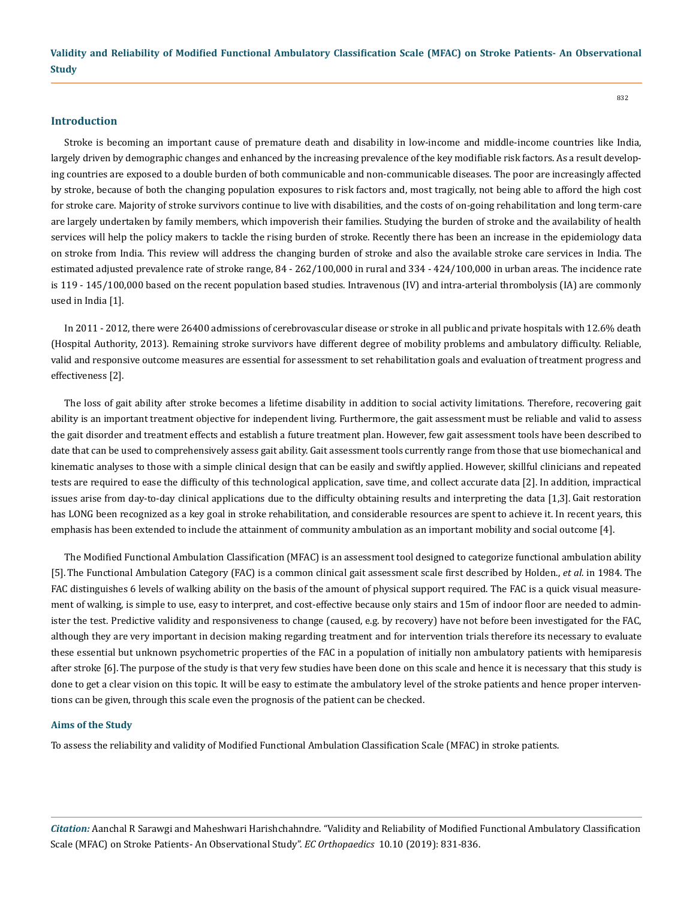## Introduction

Stroke is becoming an important cause of premature death and disability in low-income and middle-income countries like India, largely driven by demographic changes and enhanced by the increasing prevalence of the key modifiable risk factors. As a result developing countries are exposed to a double burden of both communicable and non-communicable diseases. The poor are increasingly affected by stroke, because of both the changing population exposures to risk factors and, most tragically, not being able to afford the high cost for stroke care. Majority of stroke survivors continue to live with disabilities, and the costs of on-going rehabilitation and long term-care are largely undertaken by family members, which impoverish their families. Studying the burden of stroke and the availability of health services will help the policy makers to tackle the rising burden of stroke. Recently there has been an increase in the epidemiology data on stroke from India. This review will address the changing burden of stroke and also the available stroke care services in India. The estimated adjusted prevalence rate of stroke range, 84 - 262/100,000 in rural and 334 - 424/100,000 in urban areas. The incidence rate is 119 - 145/100,000 based on the recent population based studies. Intravenous (IV) and intra-arterial thrombolysis (IA) are commonly used in India [1].

In 2011 - 2012, there were 26400 admissions of cerebrovascular disease or stroke in all public and private hospitals with 12.6% death (Hospital Authority, 2013). Remaining stroke survivors have different degree of mobility problems and ambulatory difficulty. Reliable, valid and responsive outcome measures are essential for assessment to set rehabilitation goals and evaluation of treatment progress and effectiveness [2].

The loss of gait ability after stroke becomes a lifetime disability in addition to social activity limitations. Therefore, recovering gait ability is an important treatment objective for independent living. Furthermore, the gait assessment must be reliable and valid to assess the gait disorder and treatment effects and establish a future treatment plan. However, few gait assessment tools have been described to date that can be used to comprehensively assess gait ability. Gait assessment tools currently range from those that use biomechanical and kinematic analyses to those with a simple clinical design that can be easily and swiftly applied. However, skillful clinicians and repeated tests are required to ease the difficulty of this technological application, save time, and collect accurate data [2]. In addition, impractical issues arise from day-to-day clinical applications due to the difficulty obtaining results and interpreting the data [1,3]. Gait restoration has LONG been recognized as a key goal in stroke rehabilitation, and considerable resources are spent to achieve it. In recent years, this emphasis has been extended to include the attainment of community ambulation as an important mobility and social outcome [4].

The Modified Functional Ambulation Classification (MFAC) is an assessment tool designed to categorize functional ambulation ability [5]. The Functional Ambulation Category (FAC) is a common clinical gait assessment scale first described by Holden., *et al*. in 1984. The FAC distinguishes 6 levels of walking ability on the basis of the amount of physical support required. The FAC is a quick visual measurement of walking, is simple to use, easy to interpret, and cost-effective because only stairs and 15m of indoor floor are needed to administer the test. Predictive validity and responsiveness to change (caused, e.g. by recovery) have not before been investigated for the FAC, although they are very important in decision making regarding treatment and for intervention trials therefore its necessary to evaluate these essential but unknown psychometric properties of the FAC in a population of initially non ambulatory patients with hemiparesis after stroke [6]. The purpose of the study is that very few studies have been done on this scale and hence it is necessary that this study is done to get a clear vision on this topic. It will be easy to estimate the ambulatory level of the stroke patients and hence proper interventions can be given, through this scale even the prognosis of the patient can be checked.

### Aims of the Study

To assess the reliability and validity of Modified Functional Ambulation Classification Scale (MFAC) in stroke patients.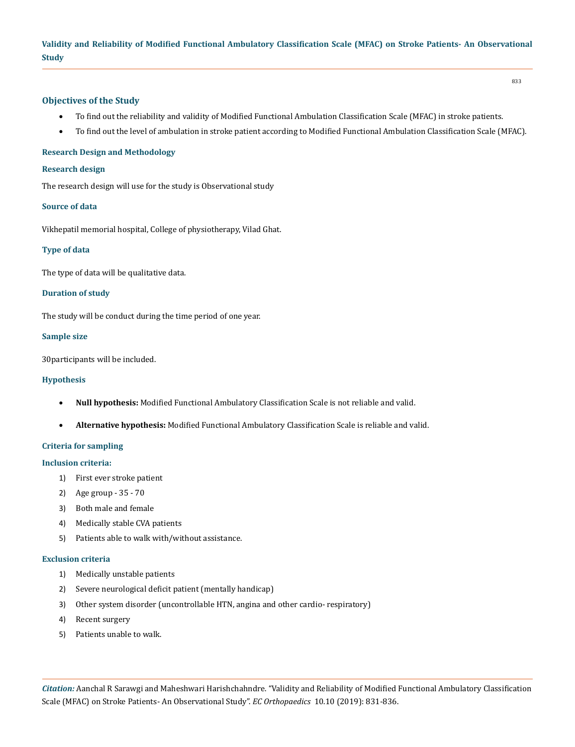## Objectives of the Study

- To find out the reliability and validity of Modified Functional Ambulation Classification Scale (MFAC) in stroke patients.
- To find out the level of ambulation in stroke patient according to Modified Functional Ambulation Classification Scale (MFAC).

### Research Design and Methodology

### Research design

The research design will use for the study is Observational study

### Source of data

Vikhepatil memorial hospital, College of physiotherapy, Vilad Ghat.

### Type of data

The type of data will be qualitative data.

### Duration of study

The study will be conduct during the time period of one year.

### Sample size

30participants will be included.

### Hypothesis

- **Null hypothesis:** Modified Functional Ambulatory Classification Scale is not reliable and valid.
- **Alternative hypothesis:** Modified Functional Ambulatory Classification Scale is reliable and valid.

### Criteria for sampling

### Inclusion criteria:

1) First ever stroke patient
2) Age group - 35 - 70
3) Both male and female
4) Medically stable CVA patients
5) Patients able to walk with/without assistance.

### Exclusion criteria

1) Medically unstable patients
2) Severe neurological deficit patient (mentally handicap)
3) Other system disorder (uncontrollable HTN, angina and other cardio- respiratory)
4) Recent surgery
5) Patients unable to walk.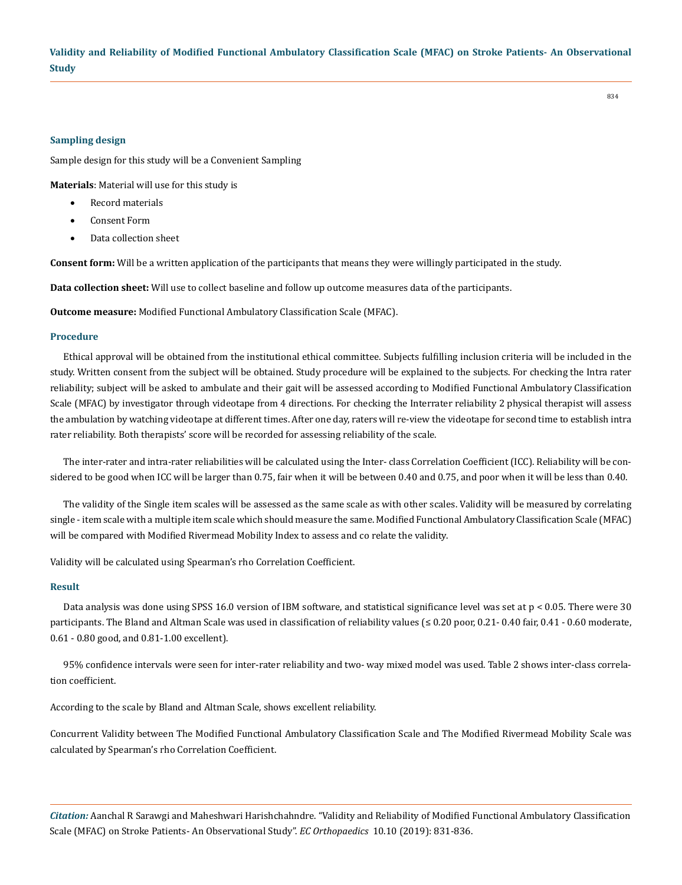### Sampling design

Sample design for this study will be a Convenient Sampling

**Materials**: Material will use for this study is

- Record materials
- Consent Form
- Data collection sheet

**Consent form:** Will be a written application of the participants that means they were willingly participated in the study.

**Data collection sheet:** Will use to collect baseline and follow up outcome measures data of the participants.

**Outcome measure:** Modified Functional Ambulatory Classification Scale (MFAC).

### Procedure

Ethical approval will be obtained from the institutional ethical committee. Subjects fulfilling inclusion criteria will be included in the study. Written consent from the subject will be obtained. Study procedure will be explained to the subjects. For checking the Intra rater reliability; subject will be asked to ambulate and their gait will be assessed according to Modified Functional Ambulatory Classification Scale (MFAC) by investigator through videotape from 4 directions. For checking the Interrater reliability 2 physical therapist will assess the ambulation by watching videotape at different times. After one day, raters will re-view the videotape for second time to establish intra rater reliability. Both therapists' score will be recorded for assessing reliability of the scale.

The inter-rater and intra-rater reliabilities will be calculated using the Inter- class Correlation Coefficient (ICC). Reliability will be considered to be good when ICC will be larger than 0.75, fair when it will be between 0.40 and 0.75, and poor when it will be less than 0.40.

The validity of the Single item scales will be assessed as the same scale as with other scales. Validity will be measured by correlating single - item scale with a multiple item scale which should measure the same. Modified Functional Ambulatory Classification Scale (MFAC) will be compared with Modified Rivermead Mobility Index to assess and co relate the validity.

Validity will be calculated using Spearman's rho Correlation Coefficient.

### Result

Data analysis was done using SPSS 16.0 version of IBM software, and statistical significance level was set at $p < 0.05$. There were 30 participants. The Bland and Altman Scale was used in classification of reliability values (≤ 0.20 poor, 0.21- 0.40 fair, 0.41 - 0.60 moderate, 0.61 - 0.80 good, and 0.81-1.00 excellent).

95% confidence intervals were seen for inter-rater reliability and two- way mixed model was used. Table 2 shows inter-class correlation coefficient.

According to the scale by Bland and Altman Scale, shows excellent reliability.

Concurrent Validity between The Modified Functional Ambulatory Classification Scale and The Modified Rivermead Mobility Scale was calculated by Spearman's rho Correlation Coefficient.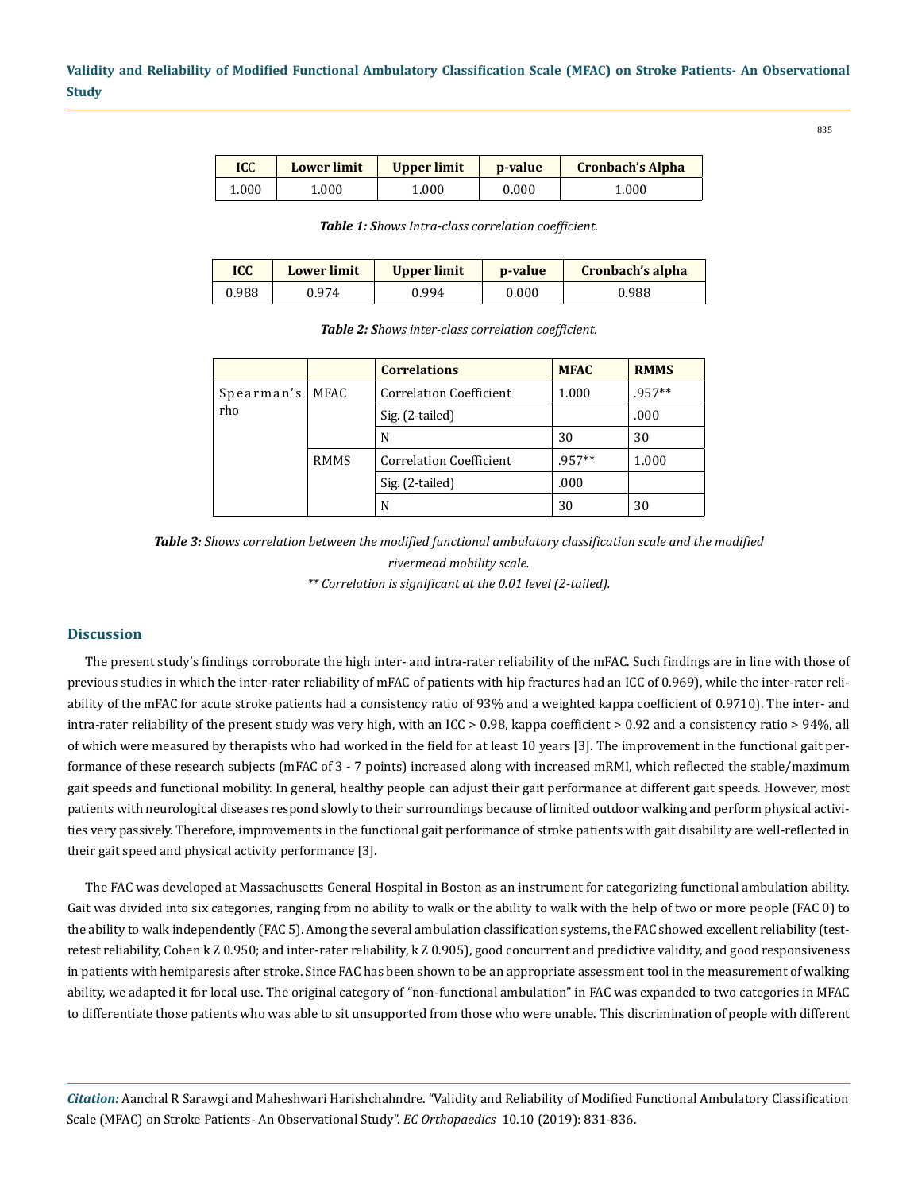| ICC | Lower limit | Upper limit | p-value | Cronbach's Alpha |
|---|---|---|---|---|
| 1.000 | 1.000 | 1.000 | 0.000 | 1.000 |

***Table 1: S****hows Intra-class correlation coefficient.*

| ICC | Lower limit | Upper limit | p-value | Cronbach's alpha |
|---|---|---|---|---|
| 0.988 | 0.974 | 0.994 | 0.000 | 0.988 |

***Table 2: S****hows inter-class correlation coefficient.*

| | | Correlations | MFAC | RMMS |
|---|---|---|---|---|
| Spearman's rho | MFAC | Correlation Coefficient | 1.000 | .957** |
| | | Sig. (2-tailed) | | .000 |
| | | N | 30 | 30 |
| | RMMS | Correlation Coefficient | .957** | 1.000 |
| | | Sig. (2-tailed) | .000 | |
| | | N | 30 | 30 |

***Table 3:*** *Shows correlation between the modified functional ambulatory classification scale and the modified rivermead mobility scale.*

*** Correlation is significant at the 0.01 level (2-tailed).*

## Discussion

The present study's findings corroborate the high inter- and intra-rater reliability of the mFAC. Such findings are in line with those of previous studies in which the inter-rater reliability of mFAC of patients with hip fractures had an ICC of 0.969), while the inter-rater reliability of the mFAC for acute stroke patients had a consistency ratio of 93% and a weighted kappa coefficient of 0.9710). The inter- and intra-rater reliability of the present study was very high, with an ICC > 0.98, kappa coefficient > 0.92 and a consistency ratio > 94%, all of which were measured by therapists who had worked in the field for at least 10 years [3]. The improvement in the functional gait performance of these research subjects (mFAC of 3 - 7 points) increased along with increased mRMI, which reflected the stable/maximum gait speeds and functional mobility. In general, healthy people can adjust their gait performance at different gait speeds. However, most patients with neurological diseases respond slowly to their surroundings because of limited outdoor walking and perform physical activities very passively. Therefore, improvements in the functional gait performance of stroke patients with gait disability are well-reflected in their gait speed and physical activity performance [3].

The FAC was developed at Massachusetts General Hospital in Boston as an instrument for categorizing functional ambulation ability. Gait was divided into six categories, ranging from no ability to walk or the ability to walk with the help of two or more people (FAC 0) to the ability to walk independently (FAC 5). Among the several ambulation classification systems, the FAC showed excellent reliability (test-retest reliability, Cohen k Z 0.950; and inter-rater reliability, k Z 0.905), good concurrent and predictive validity, and good responsiveness in patients with hemiparesis after stroke. Since FAC has been shown to be an appropriate assessment tool in the measurement of walking ability, we adapted it for local use. The original category of "non-functional ambulation" in FAC was expanded to two categories in MFAC to differentiate those patients who was able to sit unsupported from those who were unable. This discrimination of people with different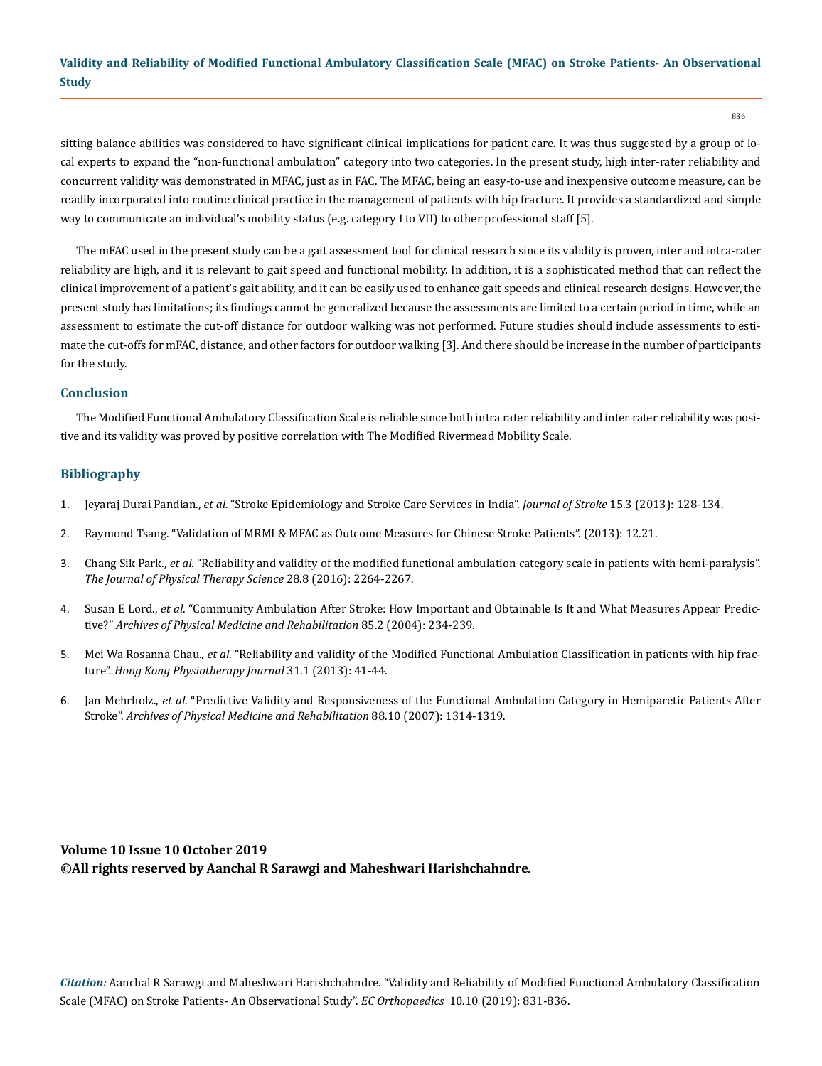sitting balance abilities was considered to have significant clinical implications for patient care. It was thus suggested by a group of local experts to expand the "non-functional ambulation" category into two categories. In the present study, high inter-rater reliability and concurrent validity was demonstrated in MFAC, just as in FAC. The MFAC, being an easy-to-use and inexpensive outcome measure, can be readily incorporated into routine clinical practice in the management of patients with hip fracture. It provides a standardized and simple way to communicate an individual's mobility status (e.g. category I to VII) to other professional staff [5].

The mFAC used in the present study can be a gait assessment tool for clinical research since its validity is proven, inter and intra-rater reliability are high, and it is relevant to gait speed and functional mobility. In addition, it is a sophisticated method that can reflect the clinical improvement of a patient's gait ability, and it can be easily used to enhance gait speeds and clinical research designs. However, the present study has limitations; its findings cannot be generalized because the assessments are limited to a certain period in time, while an assessment to estimate the cut-off distance for outdoor walking was not performed. Future studies should include assessments to estimate the cut-offs for mFAC, distance, and other factors for outdoor walking [3]. And there should be increase in the number of participants for the study.

## Conclusion

The Modified Functional Ambulatory Classification Scale is reliable since both intra rater reliability and inter rater reliability was positive and its validity was proved by positive correlation with The Modified Rivermead Mobility Scale.

## Bibliography

1. Jeyaraj Durai Pandian., *et al*. "Stroke Epidemiology and Stroke Care Services in India". *Journal of Stroke* 15.3 (2013): 128-134.
2. Raymond Tsang. "Validation of MRMI & MFAC as Outcome Measures for Chinese Stroke Patients". (2013): 12.21.
3. Chang Sik Park., *et al*. "Reliability and validity of the modified functional ambulation category scale in patients with hemi-paralysis". *The Journal of Physical Therapy Science* 28.8 (2016): 2264-2267.
4. Susan E Lord., *et al*. "Community Ambulation After Stroke: How Important and Obtainable Is It and What Measures Appear Predictive?" *Archives of Physical Medicine and Rehabilitation* 85.2 (2004): 234-239.
5. Mei Wa Rosanna Chau., *et al*. "Reliability and validity of the Modified Functional Ambulation Classification in patients with hip fracture". *Hong Kong Physiotherapy Journal* 31.1 (2013): 41-44.
6. Jan Mehrholz., *et al*. "Predictive Validity and Responsiveness of the Functional Ambulation Category in Hemiparetic Patients After Stroke". *Archives of Physical Medicine and Rehabilitation* 88.10 (2007): 1314-1319.

**Volume 10 Issue 10 October 2019**
**©All rights reserved by Aanchal R Sarawgi and Maheshwari Harishchahndre.**